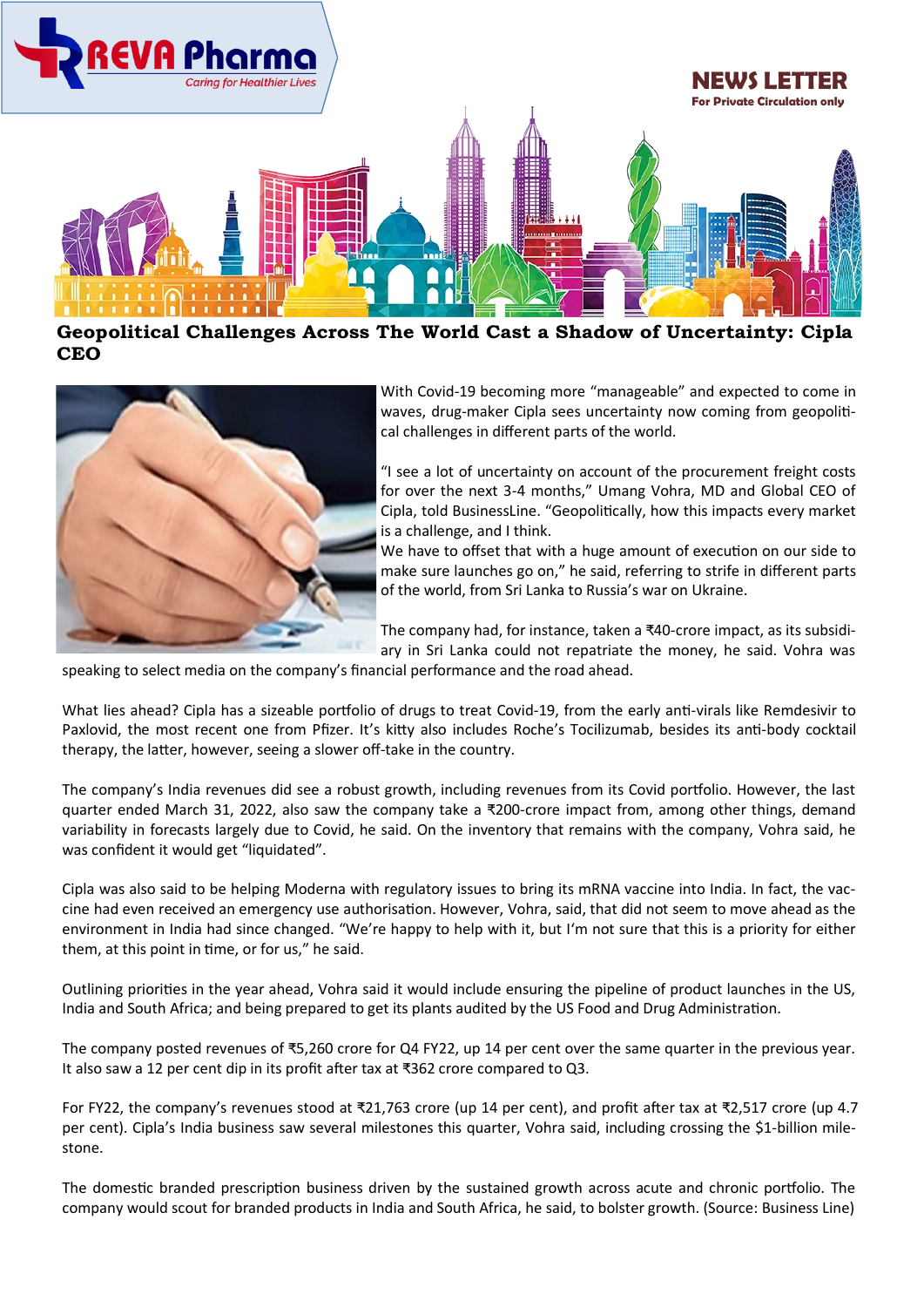REVA Pharma
*Caring for Healthier Lives*

NEWS LETTER
For Private Circulation only

# Geopolitical Challenges Across The World Cast a Shadow of Uncertainty: Cipla CEO

With Covid-19 becoming more "manageable" and expected to come in waves, drug-maker Cipla sees uncertainty now coming from geopolitical challenges in different parts of the world.

"I see a lot of uncertainty on account of the procurement freight costs for over the next 3-4 months," Umang Vohra, MD and Global CEO of Cipla, told BusinessLine. "Geopolitically, how this impacts every market is a challenge, and I think.
We have to offset that with a huge amount of execution on our side to make sure launches go on," he said, referring to strife in different parts of the world, from Sri Lanka to Russia's war on Ukraine.

The company had, for instance, taken a ₹40-crore impact, as its subsidiary in Sri Lanka could not repatriate the money, he said. Vohra was speaking to select media on the company's financial performance and the road ahead.

What lies ahead? Cipla has a sizeable portfolio of drugs to treat Covid-19, from the early anti-virals like Remdesivir to Paxlovid, the most recent one from Pfizer. It's kitty also includes Roche's Tocilizumab, besides its anti-body cocktail therapy, the latter, however, seeing a slower off-take in the country.

The company's India revenues did see a robust growth, including revenues from its Covid portfolio. However, the last quarter ended March 31, 2022, also saw the company take a ₹200-crore impact from, among other things, demand variability in forecasts largely due to Covid, he said. On the inventory that remains with the company, Vohra said, he was confident it would get "liquidated".

Cipla was also said to be helping Moderna with regulatory issues to bring its mRNA vaccine into India. In fact, the vaccine had even received an emergency use authorisation. However, Vohra, said, that did not seem to move ahead as the environment in India had since changed. "We're happy to help with it, but I'm not sure that this is a priority for either them, at this point in time, or for us," he said.

Outlining priorities in the year ahead, Vohra said it would include ensuring the pipeline of product launches in the US, India and South Africa; and being prepared to get its plants audited by the US Food and Drug Administration.

The company posted revenues of ₹5,260 crore for Q4 FY22, up 14 per cent over the same quarter in the previous year. It also saw a 12 per cent dip in its profit after tax at ₹362 crore compared to Q3.

For FY22, the company's revenues stood at ₹21,763 crore (up 14 per cent), and profit after tax at ₹2,517 crore (up 4.7 per cent). Cipla's India business saw several milestones this quarter, Vohra said, including crossing the $1-billion milestone.

The domestic branded prescription business driven by the sustained growth across acute and chronic portfolio. The company would scout for branded products in India and South Africa, he said, to bolster growth. (Source: Business Line)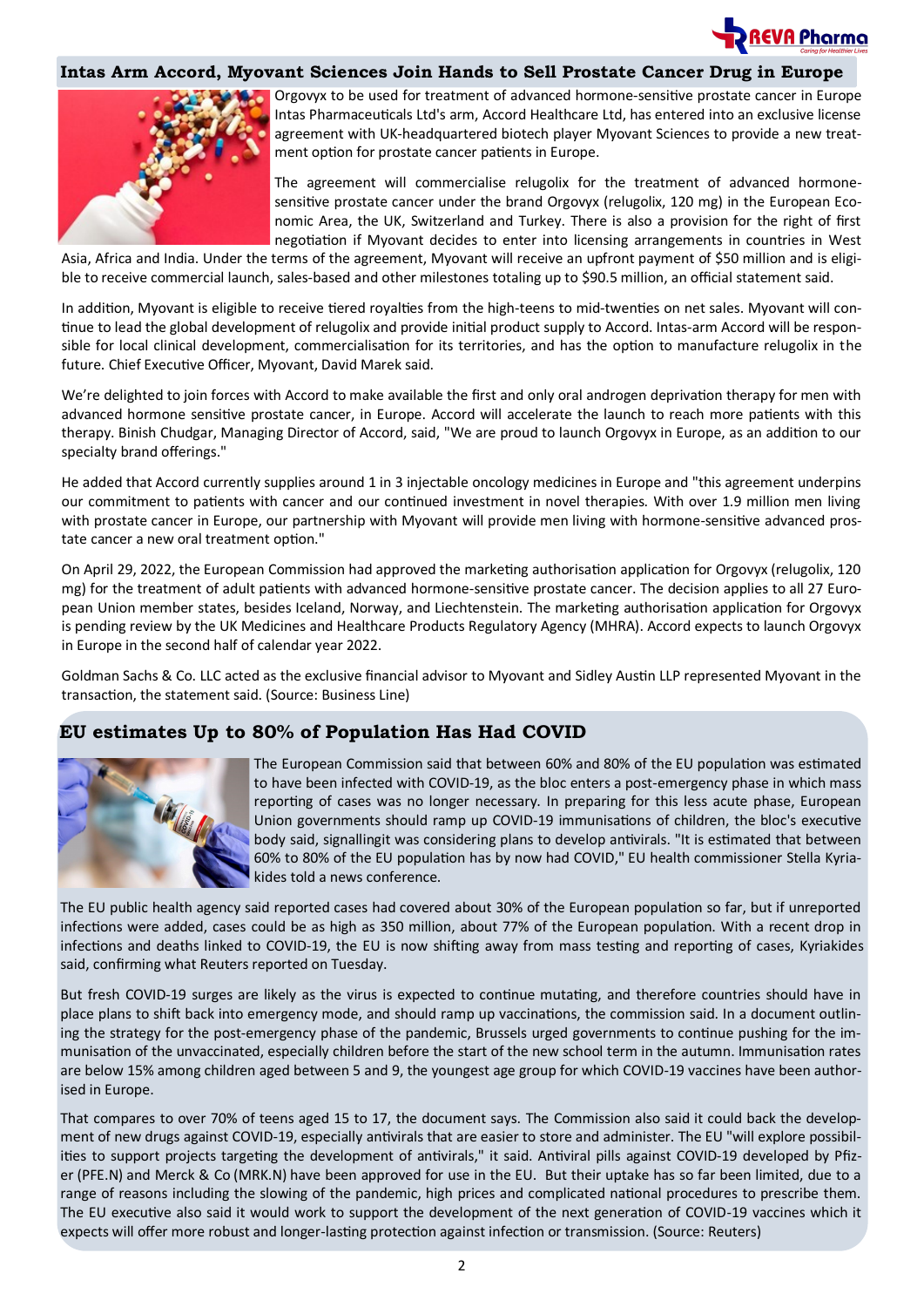## Intas Arm Accord, Myovant Sciences Join Hands to Sell Prostate Cancer Drug in Europe

Orgovyx to be used for treatment of advanced hormone-sensitive prostate cancer in Europe Intas Pharmaceuticals Ltd's arm, Accord Healthcare Ltd, has entered into an exclusive license agreement with UK-headquartered biotech player Myovant Sciences to provide a new treatment option for prostate cancer patients in Europe.

The agreement will commercialise relugolix for the treatment of advanced hormone-sensitive prostate cancer under the brand Orgovyx (relugolix, 120 mg) in the European Economic Area, the UK, Switzerland and Turkey. There is also a provision for the right of first negotiation if Myovant decides to enter into licensing arrangements in countries in West Asia, Africa and India. Under the terms of the agreement, Myovant will receive an upfront payment of $50 million and is eligible to receive commercial launch, sales-based and other milestones totaling up to $90.5 million, an official statement said.

In addition, Myovant is eligible to receive tiered royalties from the high-teens to mid-twenties on net sales. Myovant will continue to lead the global development of relugolix and provide initial product supply to Accord. Intas-arm Accord will be responsible for local clinical development, commercialisation for its territories, and has the option to manufacture relugolix in the future. Chief Executive Officer, Myovant, David Marek said.

We're delighted to join forces with Accord to make available the first and only oral androgen deprivation therapy for men with advanced hormone sensitive prostate cancer, in Europe. Accord will accelerate the launch to reach more patients with this therapy. Binish Chudgar, Managing Director of Accord, said, "We are proud to launch Orgovyx in Europe, as an addition to our specialty brand offerings."

He added that Accord currently supplies around 1 in 3 injectable oncology medicines in Europe and "this agreement underpins our commitment to patients with cancer and our continued investment in novel therapies. With over 1.9 million men living with prostate cancer in Europe, our partnership with Myovant will provide men living with hormone-sensitive advanced prostate cancer a new oral treatment option."

On April 29, 2022, the European Commission had approved the marketing authorisation application for Orgovyx (relugolix, 120 mg) for the treatment of adult patients with advanced hormone-sensitive prostate cancer. The decision applies to all 27 European Union member states, besides Iceland, Norway, and Liechtenstein. The marketing authorisation application for Orgovyx is pending review by the UK Medicines and Healthcare Products Regulatory Agency (MHRA). Accord expects to launch Orgovyx in Europe in the second half of calendar year 2022.

Goldman Sachs & Co. LLC acted as the exclusive financial advisor to Myovant and Sidley Austin LLP represented Myovant in the transaction, the statement said. (Source: Business Line)

## EU estimates Up to 80% of Population Has Had COVID

The European Commission said that between 60% and 80% of the EU population was estimated to have been infected with COVID-19, as the bloc enters a post-emergency phase in which mass reporting of cases was no longer necessary. In preparing for this less acute phase, European Union governments should ramp up COVID-19 immunisations of children, the bloc's executive body said, signallingit was considering plans to develop antivirals. "It is estimated that between 60% to 80% of the EU population has by now had COVID," EU health commissioner Stella Kyriakides told a news conference.

The EU public health agency said reported cases had covered about 30% of the European population so far, but if unreported infections were added, cases could be as high as 350 million, about 77% of the European population. With a recent drop in infections and deaths linked to COVID-19, the EU is now shifting away from mass testing and reporting of cases, Kyriakides said, confirming what Reuters reported on Tuesday.

But fresh COVID-19 surges are likely as the virus is expected to continue mutating, and therefore countries should have in place plans to shift back into emergency mode, and should ramp up vaccinations, the commission said. In a document outlining the strategy for the post-emergency phase of the pandemic, Brussels urged governments to continue pushing for the immunisation of the unvaccinated, especially children before the start of the new school term in the autumn. Immunisation rates are below 15% among children aged between 5 and 9, the youngest age group for which COVID-19 vaccines have been authorised in Europe.

That compares to over 70% of teens aged 15 to 17, the document says. The Commission also said it could back the development of new drugs against COVID-19, especially antivirals that are easier to store and administer. The EU "will explore possibilities to support projects targeting the development of antivirals," it said. Antiviral pills against COVID-19 developed by Pfizer (PFE.N) and Merck & Co (MRK.N) have been approved for use in the EU. But their uptake has so far been limited, due to a range of reasons including the slowing of the pandemic, high prices and complicated national procedures to prescribe them. The EU executive also said it would work to support the development of the next generation of COVID-19 vaccines which it expects will offer more robust and longer-lasting protection against infection or transmission. (Source: Reuters)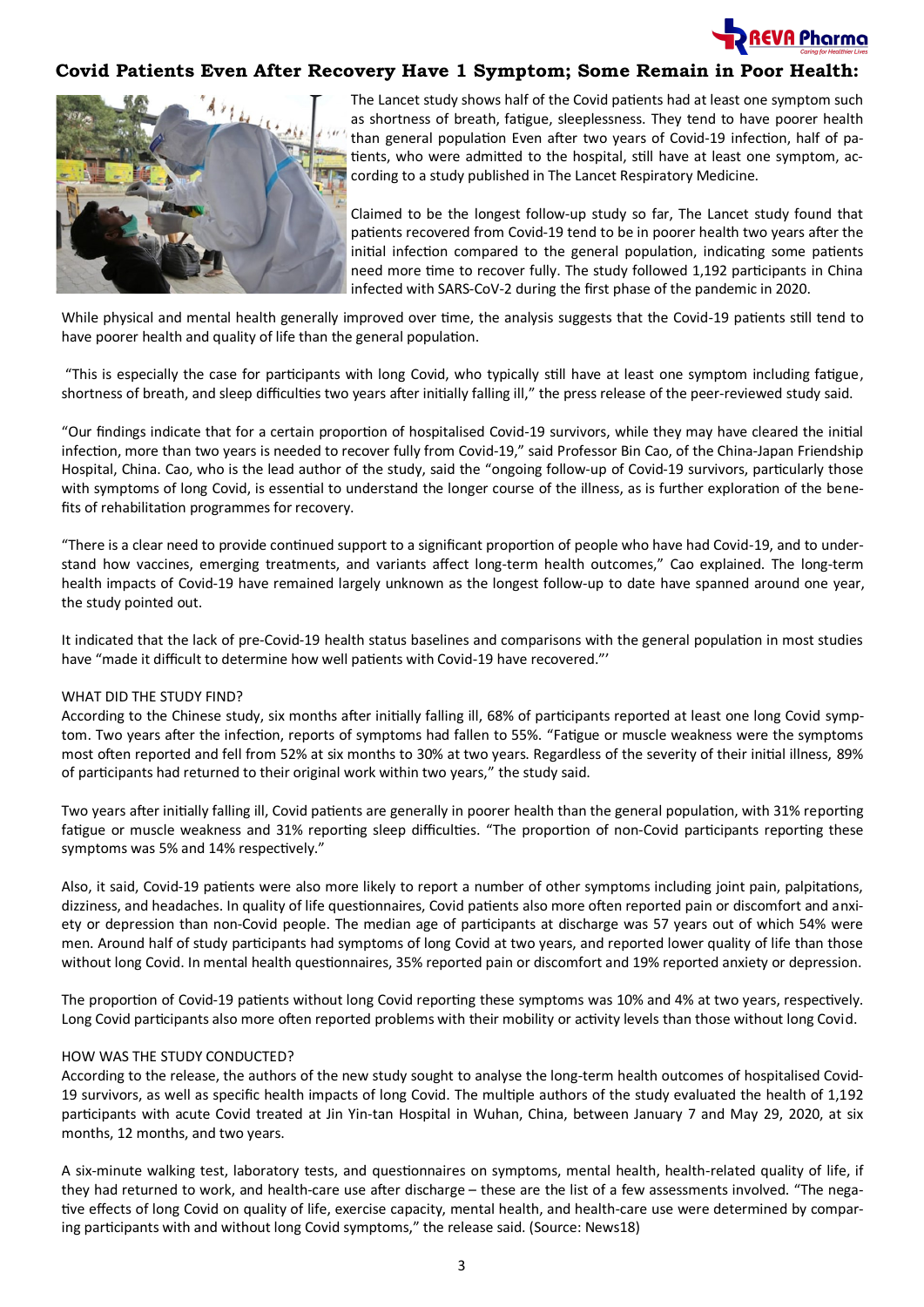## Covid Patients Even After Recovery Have 1 Symptom; Some Remain in Poor Health:

The Lancet study shows half of the Covid patients had at least one symptom such as shortness of breath, fatigue, sleeplessness. They tend to have poorer health than general population Even after two years of Covid-19 infection, half of patients, who were admitted to the hospital, still have at least one symptom, according to a study published in The Lancet Respiratory Medicine.

Claimed to be the longest follow-up study so far, The Lancet study found that patients recovered from Covid-19 tend to be in poorer health two years after the initial infection compared to the general population, indicating some patients need more time to recover fully. The study followed 1,192 participants in China infected with SARS-CoV-2 during the first phase of the pandemic in 2020.

While physical and mental health generally improved over time, the analysis suggests that the Covid-19 patients still tend to have poorer health and quality of life than the general population.

"This is especially the case for participants with long Covid, who typically still have at least one symptom including fatigue, shortness of breath, and sleep difficulties two years after initially falling ill," the press release of the peer-reviewed study said.

"Our findings indicate that for a certain proportion of hospitalised Covid-19 survivors, while they may have cleared the initial infection, more than two years is needed to recover fully from Covid-19," said Professor Bin Cao, of the China-Japan Friendship Hospital, China. Cao, who is the lead author of the study, said the "ongoing follow-up of Covid-19 survivors, particularly those with symptoms of long Covid, is essential to understand the longer course of the illness, as is further exploration of the benefits of rehabilitation programmes for recovery.

"There is a clear need to provide continued support to a significant proportion of people who have had Covid-19, and to understand how vaccines, emerging treatments, and variants affect long-term health outcomes," Cao explained. The long-term health impacts of Covid-19 have remained largely unknown as the longest follow-up to date have spanned around one year, the study pointed out.

It indicated that the lack of pre-Covid-19 health status baselines and comparisons with the general population in most studies have "made it difficult to determine how well patients with Covid-19 have recovered."'

WHAT DID THE STUDY FIND?

According to the Chinese study, six months after initially falling ill, 68% of participants reported at least one long Covid symptom. Two years after the infection, reports of symptoms had fallen to 55%. "Fatigue or muscle weakness were the symptoms most often reported and fell from 52% at six months to 30% at two years. Regardless of the severity of their initial illness, 89% of participants had returned to their original work within two years," the study said.

Two years after initially falling ill, Covid patients are generally in poorer health than the general population, with 31% reporting fatigue or muscle weakness and 31% reporting sleep difficulties. "The proportion of non-Covid participants reporting these symptoms was 5% and 14% respectively."

Also, it said, Covid-19 patients were also more likely to report a number of other symptoms including joint pain, palpitations, dizziness, and headaches. In quality of life questionnaires, Covid patients also more often reported pain or discomfort and anxiety or depression than non-Covid people. The median age of participants at discharge was 57 years out of which 54% were men. Around half of study participants had symptoms of long Covid at two years, and reported lower quality of life than those without long Covid. In mental health questionnaires, 35% reported pain or discomfort and 19% reported anxiety or depression.

The proportion of Covid-19 patients without long Covid reporting these symptoms was 10% and 4% at two years, respectively. Long Covid participants also more often reported problems with their mobility or activity levels than those without long Covid.

HOW WAS THE STUDY CONDUCTED?

According to the release, the authors of the new study sought to analyse the long-term health outcomes of hospitalised Covid-19 survivors, as well as specific health impacts of long Covid. The multiple authors of the study evaluated the health of 1,192 participants with acute Covid treated at Jin Yin-tan Hospital in Wuhan, China, between January 7 and May 29, 2020, at six months, 12 months, and two years.

A six-minute walking test, laboratory tests, and questionnaires on symptoms, mental health, health-related quality of life, if they had returned to work, and health-care use after discharge – these are the list of a few assessments involved. "The negative effects of long Covid on quality of life, exercise capacity, mental health, and health-care use were determined by comparing participants with and without long Covid symptoms," the release said. (Source: News18)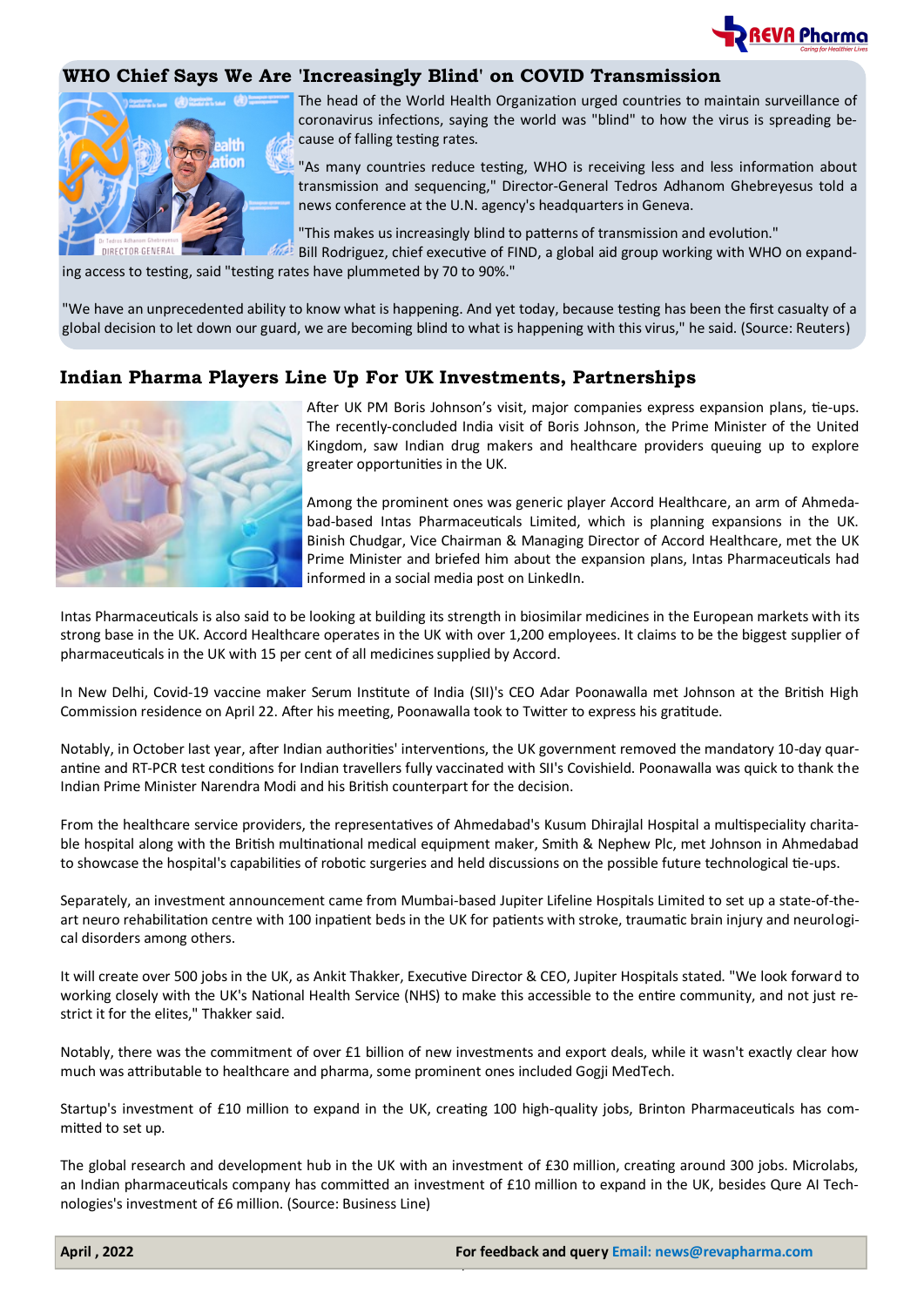## WHO Chief Says We Are 'Increasingly Blind' on COVID Transmission

The head of the World Health Organization urged countries to maintain surveillance of coronavirus infections, saying the world was "blind" to how the virus is spreading because of falling testing rates.

"As many countries reduce testing, WHO is receiving less and less information about transmission and sequencing," Director-General Tedros Adhanom Ghebreyesus told a news conference at the U.N. agency's headquarters in Geneva.

"This makes us increasingly blind to patterns of transmission and evolution." Bill Rodriguez, chief executive of FIND, a global aid group working with WHO on expanding access to testing, said "testing rates have plummeted by 70 to 90%."

"We have an unprecedented ability to know what is happening. And yet today, because testing has been the first casualty of a global decision to let down our guard, we are becoming blind to what is happening with this virus," he said. (Source: Reuters)

## Indian Pharma Players Line Up For UK Investments, Partnerships

After UK PM Boris Johnson's visit, major companies express expansion plans, tie-ups. The recently-concluded India visit of Boris Johnson, the Prime Minister of the United Kingdom, saw Indian drug makers and healthcare providers queuing up to explore greater opportunities in the UK.

Among the prominent ones was generic player Accord Healthcare, an arm of Ahmedabad-based Intas Pharmaceuticals Limited, which is planning expansions in the UK. Binish Chudgar, Vice Chairman & Managing Director of Accord Healthcare, met the UK Prime Minister and briefed him about the expansion plans, Intas Pharmaceuticals had informed in a social media post on LinkedIn.

Intas Pharmaceuticals is also said to be looking at building its strength in biosimilar medicines in the European markets with its strong base in the UK. Accord Healthcare operates in the UK with over 1,200 employees. It claims to be the biggest supplier of pharmaceuticals in the UK with 15 per cent of all medicines supplied by Accord.

In New Delhi, Covid-19 vaccine maker Serum Institute of India (SII)'s CEO Adar Poonawalla met Johnson at the British High Commission residence on April 22. After his meeting, Poonawalla took to Twitter to express his gratitude.

Notably, in October last year, after Indian authorities' interventions, the UK government removed the mandatory 10-day quarantine and RT-PCR test conditions for Indian travellers fully vaccinated with SII's Covishield. Poonawalla was quick to thank the Indian Prime Minister Narendra Modi and his British counterpart for the decision.

From the healthcare service providers, the representatives of Ahmedabad's Kusum Dhirajlal Hospital a multispeciality charitable hospital along with the British multinational medical equipment maker, Smith & Nephew Plc, met Johnson in Ahmedabad to showcase the hospital's capabilities of robotic surgeries and held discussions on the possible future technological tie-ups.

Separately, an investment announcement came from Mumbai-based Jupiter Lifeline Hospitals Limited to set up a state-of-the-art neuro rehabilitation centre with 100 inpatient beds in the UK for patients with stroke, traumatic brain injury and neurological disorders among others.

It will create over 500 jobs in the UK, as Ankit Thakker, Executive Director & CEO, Jupiter Hospitals stated. "We look forward to working closely with the UK's National Health Service (NHS) to make this accessible to the entire community, and not just restrict it for the elites," Thakker said.

Notably, there was the commitment of over £1 billion of new investments and export deals, while it wasn't exactly clear how much was attributable to healthcare and pharma, some prominent ones included Gogji MedTech.

Startup's investment of £10 million to expand in the UK, creating 100 high-quality jobs, Brinton Pharmaceuticals has committed to set up.

The global research and development hub in the UK with an investment of £30 million, creating around 300 jobs. Microlabs, an Indian pharmaceuticals company has committed an investment of £10 million to expand in the UK, besides Qure AI Technologies's investment of £6 million. (Source: Business Line)

**April , 2022** **For feedback and query Email: news@revapharma.com**